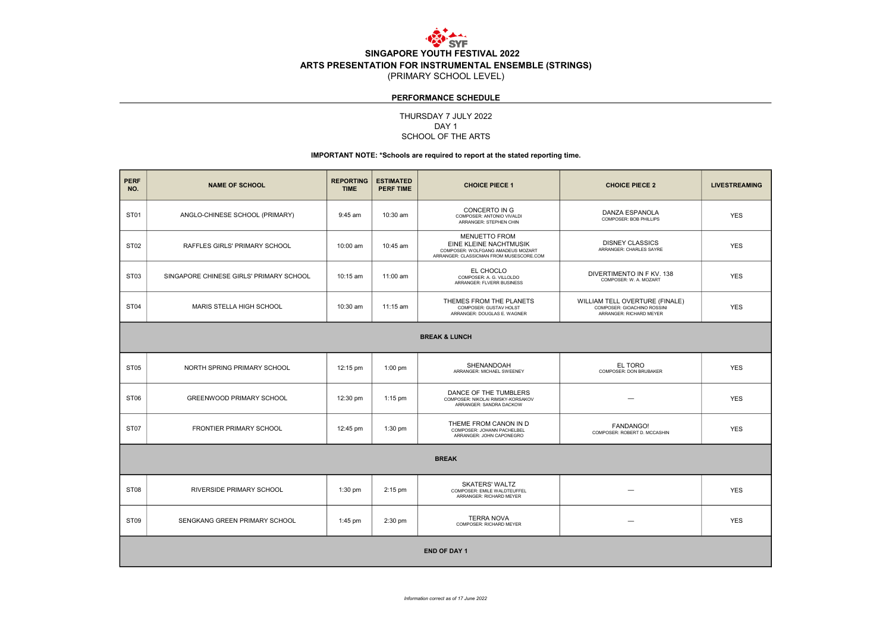# SINGAPORE YOUTH FESTIVAL 2022

## ARTS PRESENTATION FOR INSTRUMENTAL ENSEMBLE (STRINGS)

(PRIMARY SCHOOL LEVEL)

**PERFORMANCE SCHEDULE**

THURSDAY 7 JULY 2022
DAY 1
SCHOOL OF THE ARTS

**IMPORTANT NOTE: *Schools are required to report at the stated reporting time.**

| PERF NO. | NAME OF SCHOOL | REPORTING TIME | ESTIMATED PERF TIME | CHOICE PIECE 1 | CHOICE PIECE 2 | LIVESTREAMING |
|---|---|---|---|---|---|---|
| ST01 | ANGLO-CHINESE SCHOOL (PRIMARY) | 9:45 am | 10:30 am | CONCERTO IN G<br>COMPOSER: ANTONIO VIVALDI<br>ARRANGER: STEPHEN CHIN | DANZA ESPANOLA<br>COMPOSER: BOB PHILLIPS | YES |
| ST02 | RAFFLES GIRLS' PRIMARY SCHOOL | 10:00 am | 10:45 am | MENUETTO FROM EINE KLEINE NACHTMUSIK<br>COMPOSER: WOLFGANG AMADEUS MOZART<br>ARRANGER: CLASSICMAN FROM MUSESCORE.COM | DISNEY CLASSICS<br>ARRANGER: CHARLES SAYRE | YES |
| ST03 | SINGAPORE CHINESE GIRLS' PRIMARY SCHOOL | 10:15 am | 11:00 am | EL CHOCLO<br>COMPOSER: A. G. VILLOLDO<br>ARRANGER: FLVERR BUSINESS | DIVERTIMENTO IN F KV. 138<br>COMPOSER: W. A. MOZART | YES |
| ST04 | MARIS STELLA HIGH SCHOOL | 10:30 am | 11:15 am | THEMES FROM THE PLANETS<br>COMPOSER: GUSTAV HOLST<br>ARRANGER: DOUGLAS E. WAGNER | WILLIAM TELL OVERTURE (FINALE)<br>COMPOSER: GIOACHINO ROSSINI<br>ARRANGER: RICHARD MEYER | YES |
| **BREAK & LUNCH** | | | | | | |
| ST05 | NORTH SPRING PRIMARY SCHOOL | 12:15 pm | 1:00 pm | SHENANDOAH<br>ARRANGER: MICHAEL SWEENEY | EL TORO<br>COMPOSER: DON BRUBAKER | YES |
| ST06 | GREENWOOD PRIMARY SCHOOL | 12:30 pm | 1:15 pm | DANCE OF THE TUMBLERS<br>COMPOSER: NIKOLAI RIMSKY-KORSAKOV<br>ARRANGER: SANDRA DACKOW | — | YES |
| ST07 | FRONTIER PRIMARY SCHOOL | 12:45 pm | 1:30 pm | THEME FROM CANON IN D<br>COMPOSER: JOHANN PACHELBEL<br>ARRANGER: JOHN CAPONEGRO | FANDANGO!<br>COMPOSER: ROBERT D. MCCASHIN | YES |
| **BREAK** | | | | | | |
| ST08 | RIVERSIDE PRIMARY SCHOOL | 1:30 pm | 2:15 pm | SKATERS' WALTZ<br>COMPOSER: EMILE WALDTEUFFEL<br>ARRANGER: RICHARD MEYER | — | YES |
| ST09 | SENGKANG GREEN PRIMARY SCHOOL | 1:45 pm | 2:30 pm | TERRA NOVA<br>COMPOSER: RICHARD MEYER | — | YES |
| **END OF DAY 1** | | | | | | |

*Information correct as of 17 June 2022*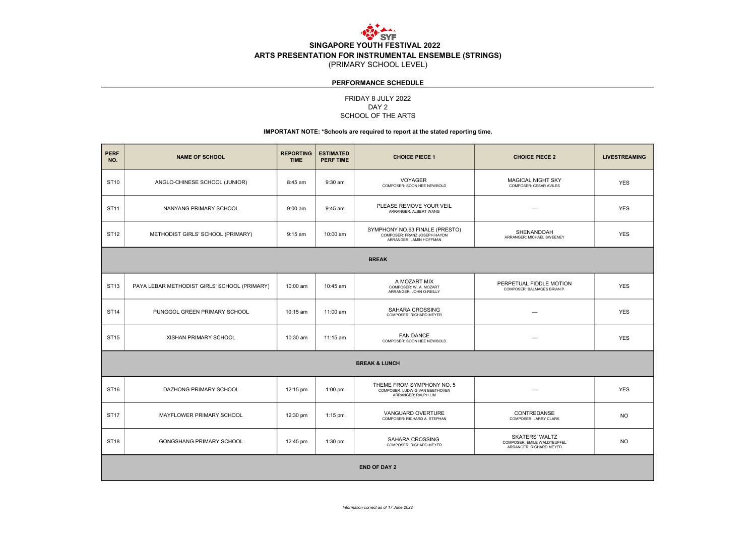# SINGAPORE YOUTH FESTIVAL 2022
## ARTS PRESENTATION FOR INSTRUMENTAL ENSEMBLE (STRINGS)
(PRIMARY SCHOOL LEVEL)

**PERFORMANCE SCHEDULE**

FRIDAY 8 JULY 2022
DAY 2
SCHOOL OF THE ARTS

**IMPORTANT NOTE: *Schools are required to report at the stated reporting time.**

| PERF NO. | NAME OF SCHOOL | REPORTING TIME | ESTIMATED PERF TIME | CHOICE PIECE 1 | CHOICE PIECE 2 | LIVESTREAMING |
|---|---|---|---|---|---|---|
| ST10 | ANGLO-CHINESE SCHOOL (JUNIOR) | 8:45 am | 9:30 am | VOYAGER<br>COMPOSER: SOON HEE NEWBOLD | MAGICAL NIGHT SKY<br>COMPOSER: CESAR AVILES | YES |
| ST11 | NANYANG PRIMARY SCHOOL | 9:00 am | 9:45 am | PLEASE REMOVE YOUR VEIL<br>ARRANGER: ALBERT WANG | — | YES |
| ST12 | METHODIST GIRLS' SCHOOL (PRIMARY) | 9:15 am | 10:00 am | SYMPHONY NO.63 FINALE (PRESTO)<br>COMPOSER: FRANZ JOSEPH HAYDN<br>ARRANGER: JAMIN HOFFMAN | SHENANDOAH<br>ARRANGER: MICHAEL SWEENEY | YES |
| **BREAK** | | | | | | |
| ST13 | PAYA LEBAR METHODIST GIRLS' SCHOOL (PRIMARY) | 10:00 am | 10:45 am | A MOZART MIX<br>COMPOSER: W. A. MOZART<br>ARRANGER: JOHN O-REILLY | PERPETUAL FIDDLE MOTION<br>COMPOSER: BALMAGES BRIAN P. | YES |
| ST14 | PUNGGOL GREEN PRIMARY SCHOOL | 10:15 am | 11:00 am | SAHARA CROSSING<br>COMPOSER: RICHARD MEYER | — | YES |
| ST15 | XISHAN PRIMARY SCHOOL | 10:30 am | 11:15 am | FAN DANCE<br>COMPOSER: SOON HEE NEWBOLD | — | YES |
| **BREAK & LUNCH** | | | | | | |
| ST16 | DAZHONG PRIMARY SCHOOL | 12:15 pm | 1:00 pm | THEME FROM SYMPHONY NO. 5<br>COMPOSER: LUDWIG VAN BEETHOVEN<br>ARRANGER: RALPH LIM | — | YES |
| ST17 | MAYFLOWER PRIMARY SCHOOL | 12:30 pm | 1:15 pm | VANGUARD OVERTURE<br>COMPOSER: RICHARD A. STEPHAN | CONTREDANSE<br>COMPOSER: LARRY CLARK | NO |
| ST18 | GONGSHANG PRIMARY SCHOOL | 12:45 pm | 1:30 pm | SAHARA CROSSING<br>COMPOSER: RICHARD MEYER | SKATERS' WALTZ<br>COMPOSER: EMILE WALDTEUFFEL<br>ARRANGER: RICHARD MEYER | NO |
| **END OF DAY 2** | | | | | | |

*Information correct as of 17 June 2022*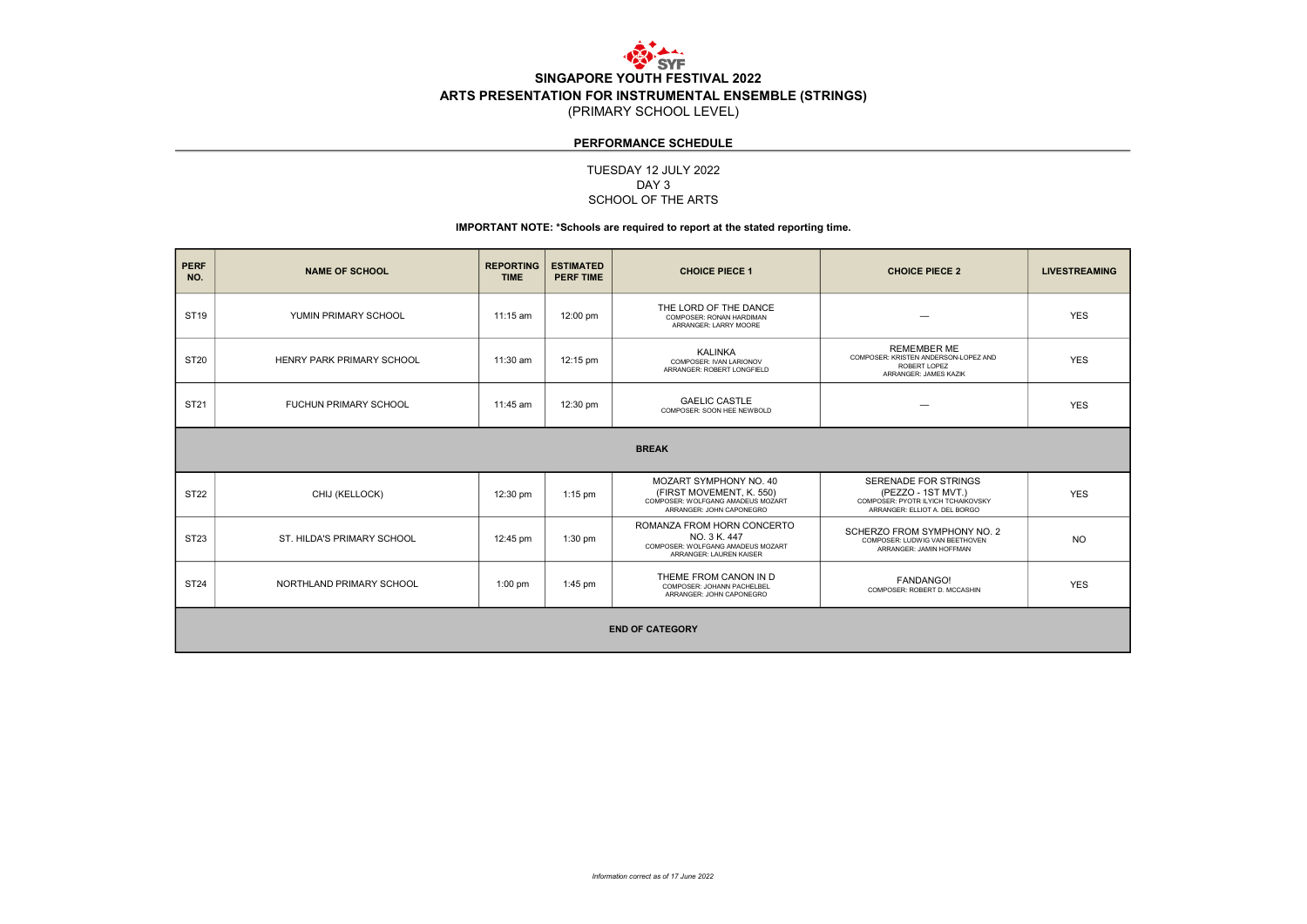# SINGAPORE YOUTH FESTIVAL 2022

## ARTS PRESENTATION FOR INSTRUMENTAL ENSEMBLE (STRINGS)

(PRIMARY SCHOOL LEVEL)

### PERFORMANCE SCHEDULE

TUESDAY 12 JULY 2022
DAY 3
SCHOOL OF THE ARTS

**IMPORTANT NOTE: *Schools are required to report at the stated reporting time.**

| PERF NO. | NAME OF SCHOOL | REPORTING TIME | ESTIMATED PERF TIME | CHOICE PIECE 1 | CHOICE PIECE 2 | LIVESTREAMING |
|---|---|---|---|---|---|---|
| ST19 | YUMIN PRIMARY SCHOOL | 11:15 am | 12:00 pm | THE LORD OF THE DANCE<br>COMPOSER: RONAN HARDIMAN<br>ARRANGER: LARRY MOORE | — | YES |
| ST20 | HENRY PARK PRIMARY SCHOOL | 11:30 am | 12:15 pm | KALINKA<br>COMPOSER: IVAN LARIONOV<br>ARRANGER: ROBERT LONGFIELD | REMEMBER ME<br>COMPOSER: KRISTEN ANDERSON-LOPEZ AND ROBERT LOPEZ<br>ARRANGER: JAMES KAZIK | YES |
| ST21 | FUCHUN PRIMARY SCHOOL | 11:45 am | 12:30 pm | GAELIC CASTLE<br>COMPOSER: SOON HEE NEWBOLD | — | YES |
| **BREAK** | | | | | | |
| ST22 | CHIJ (KELLOCK) | 12:30 pm | 1:15 pm | MOZART SYMPHONY NO. 40<br>(FIRST MOVEMENT, K. 550)<br>COMPOSER: WOLFGANG AMADEUS MOZART<br>ARRANGER: JOHN CAPONEGRO | SERENADE FOR STRINGS<br>(PEZZO - 1ST MVT.)<br>COMPOSER: PYOTR ILYICH TCHAIKOVSKY<br>ARRANGER: ELLIOT A. DEL BORGO | YES |
| ST23 | ST. HILDA'S PRIMARY SCHOOL | 12:45 pm | 1:30 pm | ROMANZA FROM HORN CONCERTO NO. 3 K. 447<br>COMPOSER: WOLFGANG AMADEUS MOZART<br>ARRANGER: LAUREN KAISER | SCHERZO FROM SYMPHONY NO. 2<br>COMPOSER: LUDWIG VAN BEETHOVEN<br>ARRANGER: JAMIN HOFFMAN | NO |
| ST24 | NORTHLAND PRIMARY SCHOOL | 1:00 pm | 1:45 pm | THEME FROM CANON IN D<br>COMPOSER: JOHANN PACHELBEL<br>ARRANGER: JOHN CAPONEGRO | FANDANGO!<br>COMPOSER: ROBERT D. MCCASHIN | YES |
| **END OF CATEGORY** | | | | | | |

*Information correct as of 17 June 2022*